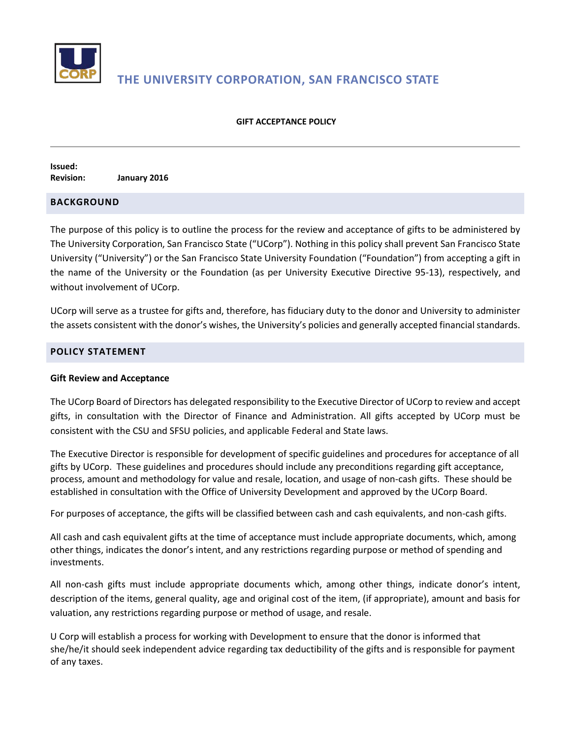# THE UNIVERSITY CORPORATION, SAN FRANCISCO STATE

**GIFT ACCEPTANCE POLICY**

---

**Issued:**
**Revision:** **January 2016**

## BACKGROUND

The purpose of this policy is to outline the process for the review and acceptance of gifts to be administered by The University Corporation, San Francisco State ("UCorp"). Nothing in this policy shall prevent San Francisco State University ("University") or the San Francisco State University Foundation ("Foundation") from accepting a gift in the name of the University or the Foundation (as per University Executive Directive 95-13), respectively, and without involvement of UCorp.

UCorp will serve as a trustee for gifts and, therefore, has fiduciary duty to the donor and University to administer the assets consistent with the donor's wishes, the University's policies and generally accepted financial standards.

## POLICY STATEMENT

### Gift Review and Acceptance

The UCorp Board of Directors has delegated responsibility to the Executive Director of UCorp to review and accept gifts, in consultation with the Director of Finance and Administration. All gifts accepted by UCorp must be consistent with the CSU and SFSU policies, and applicable Federal and State laws.

The Executive Director is responsible for development of specific guidelines and procedures for acceptance of all gifts by UCorp. These guidelines and procedures should include any preconditions regarding gift acceptance, process, amount and methodology for value and resale, location, and usage of non-cash gifts. These should be established in consultation with the Office of University Development and approved by the UCorp Board.

For purposes of acceptance, the gifts will be classified between cash and cash equivalents, and non-cash gifts.

All cash and cash equivalent gifts at the time of acceptance must include appropriate documents, which, among other things, indicates the donor's intent, and any restrictions regarding purpose or method of spending and investments.

All non-cash gifts must include appropriate documents which, among other things, indicate donor's intent, description of the items, general quality, age and original cost of the item, (if appropriate), amount and basis for valuation, any restrictions regarding purpose or method of usage, and resale.

U Corp will establish a process for working with Development to ensure that the donor is informed that she/he/it should seek independent advice regarding tax deductibility of the gifts and is responsible for payment of any taxes.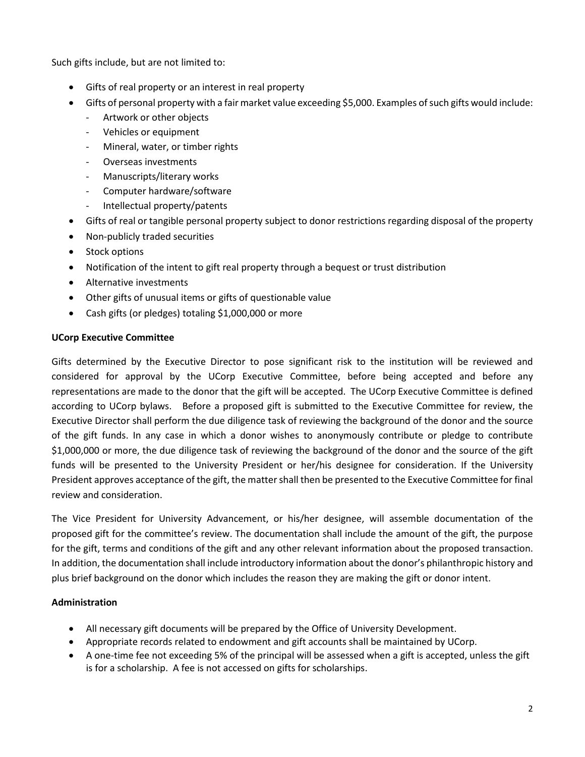Such gifts include, but are not limited to:

- Gifts of real property or an interest in real property
- Gifts of personal property with a fair market value exceeding $5,000. Examples of such gifts would include:
  - Artwork or other objects
  - Vehicles or equipment
  - Mineral, water, or timber rights
  - Overseas investments
  - Manuscripts/literary works
  - Computer hardware/software
  - Intellectual property/patents
- Gifts of real or tangible personal property subject to donor restrictions regarding disposal of the property
- Non-publicly traded securities
- Stock options
- Notification of the intent to gift real property through a bequest or trust distribution
- Alternative investments
- Other gifts of unusual items or gifts of questionable value
- Cash gifts (or pledges) totaling $1,000,000 or more

**UCorp Executive Committee**

Gifts determined by the Executive Director to pose significant risk to the institution will be reviewed and considered for approval by the UCorp Executive Committee, before being accepted and before any representations are made to the donor that the gift will be accepted. The UCorp Executive Committee is defined according to UCorp bylaws. Before a proposed gift is submitted to the Executive Committee for review, the Executive Director shall perform the due diligence task of reviewing the background of the donor and the source of the gift funds. In any case in which a donor wishes to anonymously contribute or pledge to contribute $1,000,000 or more, the due diligence task of reviewing the background of the donor and the source of the gift funds will be presented to the University President or her/his designee for consideration. If the University President approves acceptance of the gift, the matter shall then be presented to the Executive Committee for final review and consideration.

The Vice President for University Advancement, or his/her designee, will assemble documentation of the proposed gift for the committee's review. The documentation shall include the amount of the gift, the purpose for the gift, terms and conditions of the gift and any other relevant information about the proposed transaction. In addition, the documentation shall include introductory information about the donor's philanthropic history and plus brief background on the donor which includes the reason they are making the gift or donor intent.

**Administration**

- All necessary gift documents will be prepared by the Office of University Development.
- Appropriate records related to endowment and gift accounts shall be maintained by UCorp.
- A one-time fee not exceeding 5% of the principal will be assessed when a gift is accepted, unless the gift is for a scholarship. A fee is not accessed on gifts for scholarships.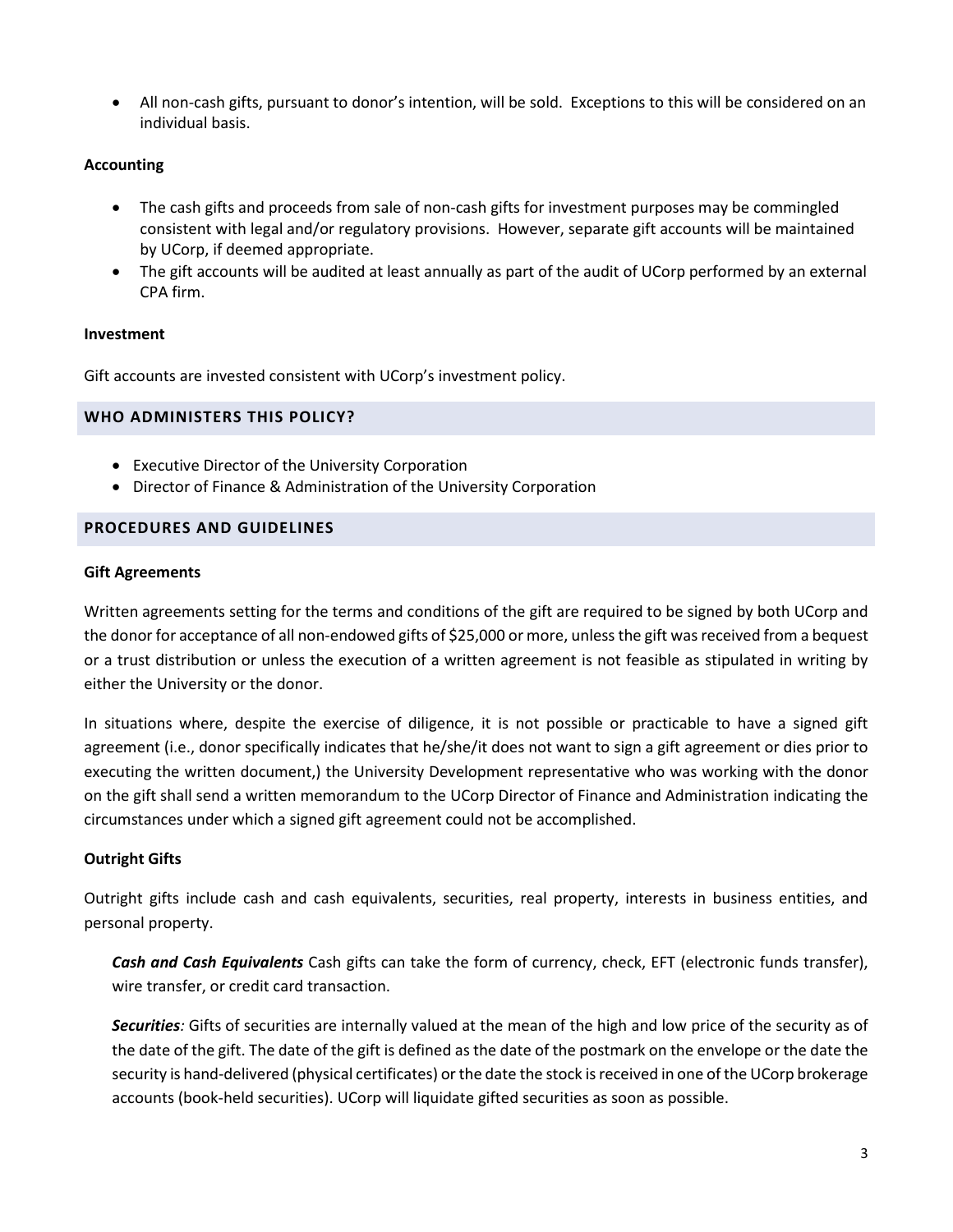- All non-cash gifts, pursuant to donor's intention, will be sold. Exceptions to this will be considered on an individual basis.

**Accounting**

- The cash gifts and proceeds from sale of non-cash gifts for investment purposes may be commingled consistent with legal and/or regulatory provisions. However, separate gift accounts will be maintained by UCorp, if deemed appropriate.
- The gift accounts will be audited at least annually as part of the audit of UCorp performed by an external CPA firm.

**Investment**

Gift accounts are invested consistent with UCorp's investment policy.

## WHO ADMINISTERS THIS POLICY?

- Executive Director of the University Corporation
- Director of Finance & Administration of the University Corporation

## PROCEDURES AND GUIDELINES

**Gift Agreements**

Written agreements setting for the terms and conditions of the gift are required to be signed by both UCorp and the donor for acceptance of all non-endowed gifts of $25,000 or more, unless the gift was received from a bequest or a trust distribution or unless the execution of a written agreement is not feasible as stipulated in writing by either the University or the donor.

In situations where, despite the exercise of diligence, it is not possible or practicable to have a signed gift agreement (i.e., donor specifically indicates that he/she/it does not want to sign a gift agreement or dies prior to executing the written document,) the University Development representative who was working with the donor on the gift shall send a written memorandum to the UCorp Director of Finance and Administration indicating the circumstances under which a signed gift agreement could not be accomplished.

**Outright Gifts**

Outright gifts include cash and cash equivalents, securities, real property, interests in business entities, and personal property.

***Cash and Cash Equivalents*** Cash gifts can take the form of currency, check, EFT (electronic funds transfer), wire transfer, or credit card transaction.

***Securities**:* Gifts of securities are internally valued at the mean of the high and low price of the security as of the date of the gift. The date of the gift is defined as the date of the postmark on the envelope or the date the security is hand-delivered (physical certificates) or the date the stock is received in one of the UCorp brokerage accounts (book-held securities). UCorp will liquidate gifted securities as soon as possible.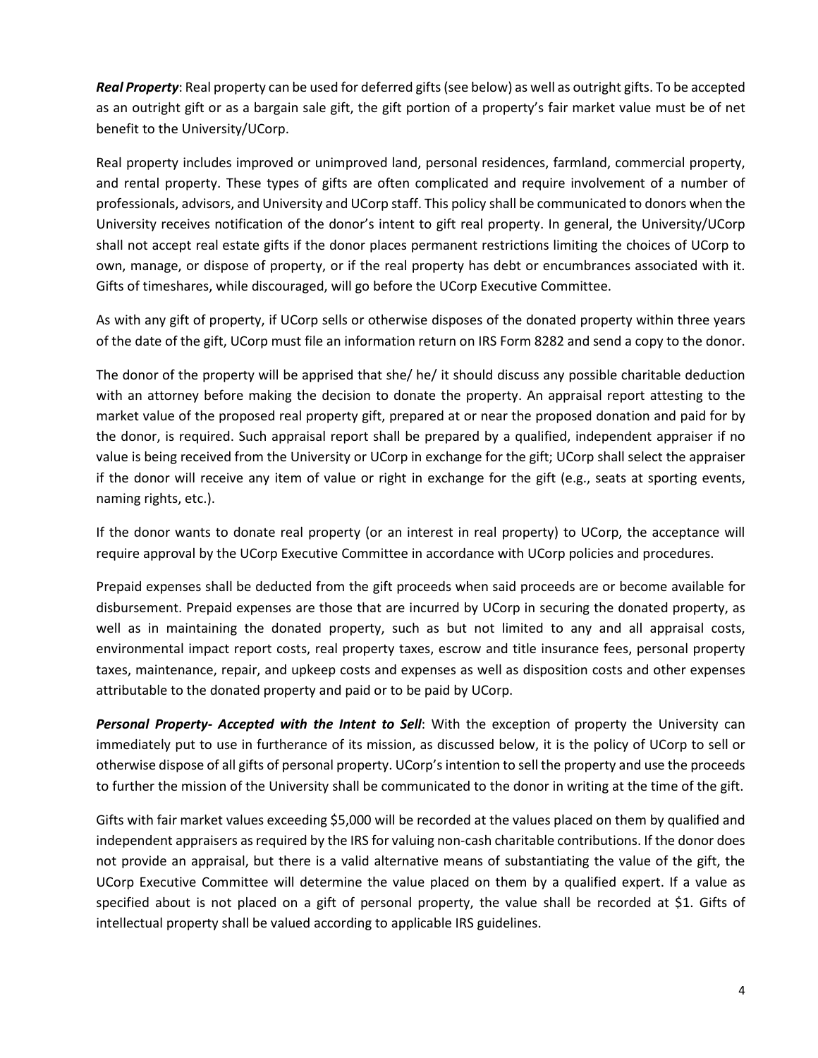***Real Property***: Real property can be used for deferred gifts (see below) as well as outright gifts. To be accepted as an outright gift or as a bargain sale gift, the gift portion of a property's fair market value must be of net benefit to the University/UCorp.

Real property includes improved or unimproved land, personal residences, farmland, commercial property, and rental property. These types of gifts are often complicated and require involvement of a number of professionals, advisors, and University and UCorp staff. This policy shall be communicated to donors when the University receives notification of the donor's intent to gift real property. In general, the University/UCorp shall not accept real estate gifts if the donor places permanent restrictions limiting the choices of UCorp to own, manage, or dispose of property, or if the real property has debt or encumbrances associated with it. Gifts of timeshares, while discouraged, will go before the UCorp Executive Committee.

As with any gift of property, if UCorp sells or otherwise disposes of the donated property within three years of the date of the gift, UCorp must file an information return on IRS Form 8282 and send a copy to the donor.

The donor of the property will be apprised that she/ he/ it should discuss any possible charitable deduction with an attorney before making the decision to donate the property. An appraisal report attesting to the market value of the proposed real property gift, prepared at or near the proposed donation and paid for by the donor, is required. Such appraisal report shall be prepared by a qualified, independent appraiser if no value is being received from the University or UCorp in exchange for the gift; UCorp shall select the appraiser if the donor will receive any item of value or right in exchange for the gift (e.g., seats at sporting events, naming rights, etc.).

If the donor wants to donate real property (or an interest in real property) to UCorp, the acceptance will require approval by the UCorp Executive Committee in accordance with UCorp policies and procedures.

Prepaid expenses shall be deducted from the gift proceeds when said proceeds are or become available for disbursement. Prepaid expenses are those that are incurred by UCorp in securing the donated property, as well as in maintaining the donated property, such as but not limited to any and all appraisal costs, environmental impact report costs, real property taxes, escrow and title insurance fees, personal property taxes, maintenance, repair, and upkeep costs and expenses as well as disposition costs and other expenses attributable to the donated property and paid or to be paid by UCorp.

***Personal Property- Accepted with the Intent to Sell***: With the exception of property the University can immediately put to use in furtherance of its mission, as discussed below, it is the policy of UCorp to sell or otherwise dispose of all gifts of personal property. UCorp's intention to sell the property and use the proceeds to further the mission of the University shall be communicated to the donor in writing at the time of the gift.

Gifts with fair market values exceeding $5,000 will be recorded at the values placed on them by qualified and independent appraisers as required by the IRS for valuing non-cash charitable contributions. If the donor does not provide an appraisal, but there is a valid alternative means of substantiating the value of the gift, the UCorp Executive Committee will determine the value placed on them by a qualified expert. If a value as specified about is not placed on a gift of personal property, the value shall be recorded at $1. Gifts of intellectual property shall be valued according to applicable IRS guidelines.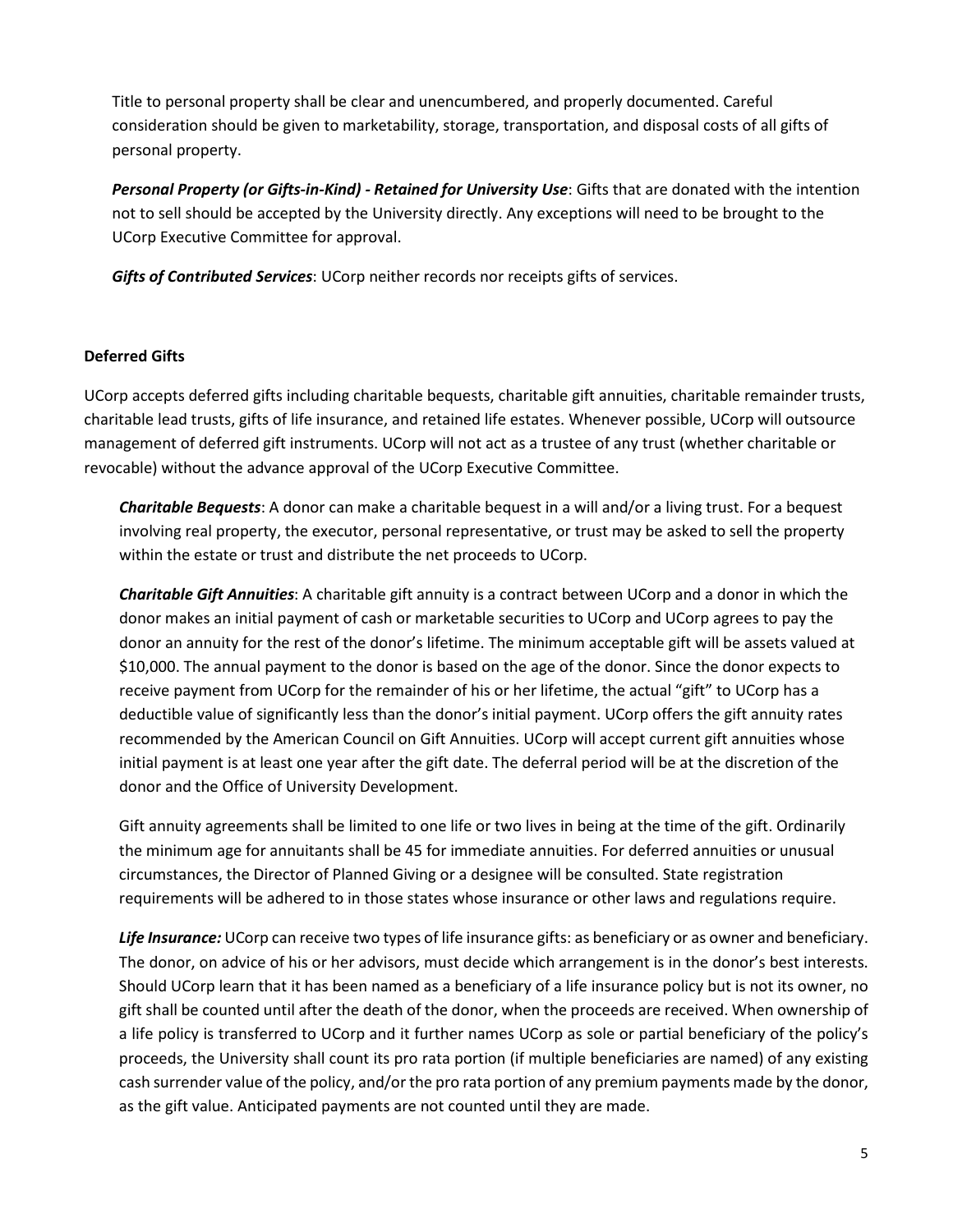Title to personal property shall be clear and unencumbered, and properly documented. Careful consideration should be given to marketability, storage, transportation, and disposal costs of all gifts of personal property.

***Personal Property (or Gifts-in-Kind) - Retained for University Use***: Gifts that are donated with the intention not to sell should be accepted by the University directly. Any exceptions will need to be brought to the UCorp Executive Committee for approval.

***Gifts of Contributed Services***: UCorp neither records nor receipts gifts of services.

**Deferred Gifts**

UCorp accepts deferred gifts including charitable bequests, charitable gift annuities, charitable remainder trusts, charitable lead trusts, gifts of life insurance, and retained life estates. Whenever possible, UCorp will outsource management of deferred gift instruments. UCorp will not act as a trustee of any trust (whether charitable or revocable) without the advance approval of the UCorp Executive Committee.

***Charitable Bequests***: A donor can make a charitable bequest in a will and/or a living trust. For a bequest involving real property, the executor, personal representative, or trust may be asked to sell the property within the estate or trust and distribute the net proceeds to UCorp.

***Charitable Gift Annuities***: A charitable gift annuity is a contract between UCorp and a donor in which the donor makes an initial payment of cash or marketable securities to UCorp and UCorp agrees to pay the donor an annuity for the rest of the donor's lifetime. The minimum acceptable gift will be assets valued at $10,000. The annual payment to the donor is based on the age of the donor. Since the donor expects to receive payment from UCorp for the remainder of his or her lifetime, the actual "gift" to UCorp has a deductible value of significantly less than the donor's initial payment. UCorp offers the gift annuity rates recommended by the American Council on Gift Annuities. UCorp will accept current gift annuities whose initial payment is at least one year after the gift date. The deferral period will be at the discretion of the donor and the Office of University Development.

Gift annuity agreements shall be limited to one life or two lives in being at the time of the gift. Ordinarily the minimum age for annuitants shall be 45 for immediate annuities. For deferred annuities or unusual circumstances, the Director of Planned Giving or a designee will be consulted. State registration requirements will be adhered to in those states whose insurance or other laws and regulations require.

***Life Insurance:*** UCorp can receive two types of life insurance gifts: as beneficiary or as owner and beneficiary. The donor, on advice of his or her advisors, must decide which arrangement is in the donor's best interests. Should UCorp learn that it has been named as a beneficiary of a life insurance policy but is not its owner, no gift shall be counted until after the death of the donor, when the proceeds are received. When ownership of a life policy is transferred to UCorp and it further names UCorp as sole or partial beneficiary of the policy's proceeds, the University shall count its pro rata portion (if multiple beneficiaries are named) of any existing cash surrender value of the policy, and/or the pro rata portion of any premium payments made by the donor, as the gift value. Anticipated payments are not counted until they are made.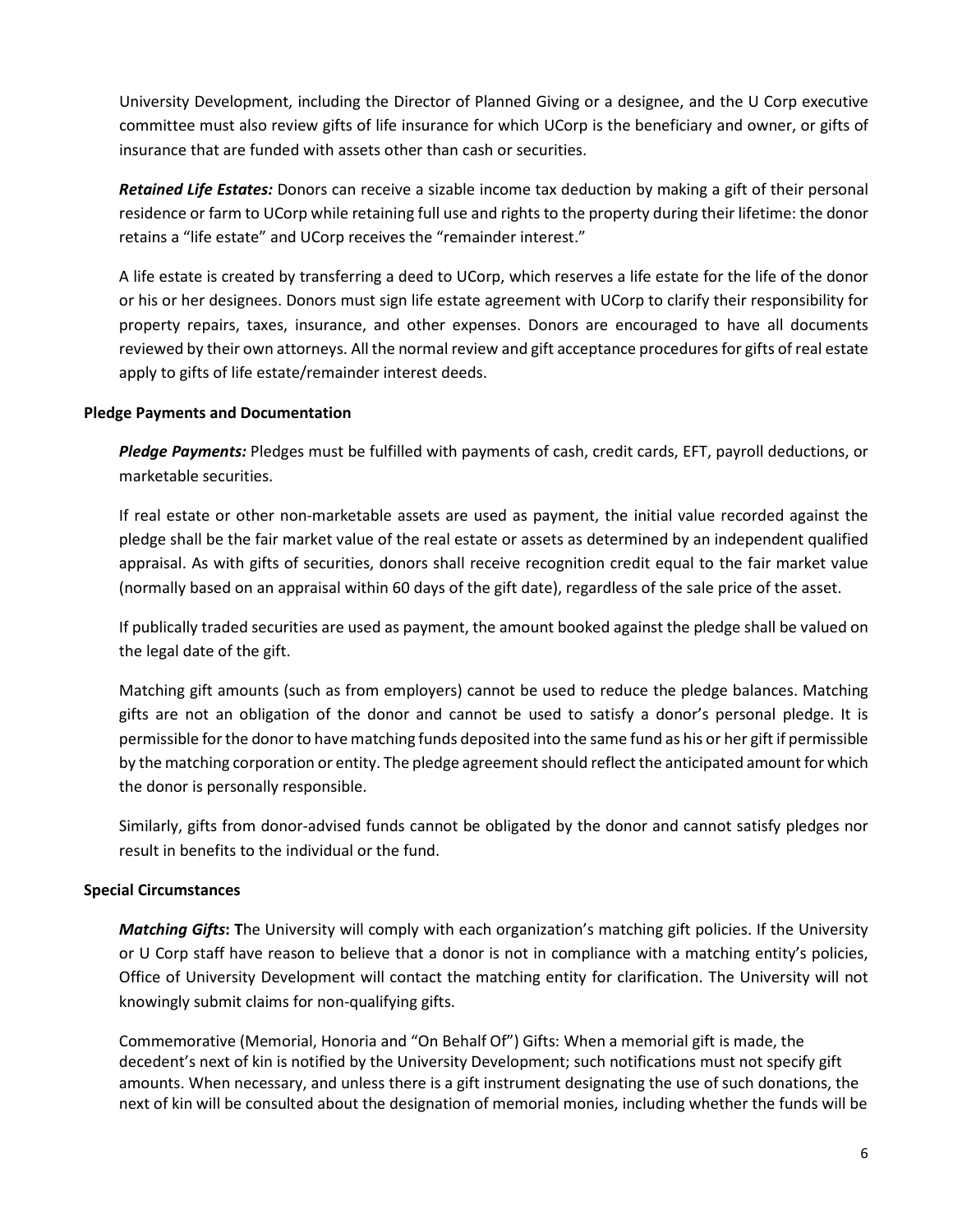University Development, including the Director of Planned Giving or a designee, and the U Corp executive committee must also review gifts of life insurance for which UCorp is the beneficiary and owner, or gifts of insurance that are funded with assets other than cash or securities.

***Retained Life Estates:*** Donors can receive a sizable income tax deduction by making a gift of their personal residence or farm to UCorp while retaining full use and rights to the property during their lifetime: the donor retains a "life estate" and UCorp receives the "remainder interest."

A life estate is created by transferring a deed to UCorp, which reserves a life estate for the life of the donor or his or her designees. Donors must sign life estate agreement with UCorp to clarify their responsibility for property repairs, taxes, insurance, and other expenses. Donors are encouraged to have all documents reviewed by their own attorneys. All the normal review and gift acceptance procedures for gifts of real estate apply to gifts of life estate/remainder interest deeds.

**Pledge Payments and Documentation**

***Pledge Payments:*** Pledges must be fulfilled with payments of cash, credit cards, EFT, payroll deductions, or marketable securities.

If real estate or other non-marketable assets are used as payment, the initial value recorded against the pledge shall be the fair market value of the real estate or assets as determined by an independent qualified appraisal. As with gifts of securities, donors shall receive recognition credit equal to the fair market value (normally based on an appraisal within 60 days of the gift date), regardless of the sale price of the asset.

If publically traded securities are used as payment, the amount booked against the pledge shall be valued on the legal date of the gift.

Matching gift amounts (such as from employers) cannot be used to reduce the pledge balances. Matching gifts are not an obligation of the donor and cannot be used to satisfy a donor's personal pledge. It is permissible for the donor to have matching funds deposited into the same fund as his or her gift if permissible by the matching corporation or entity. The pledge agreement should reflect the anticipated amount for which the donor is personally responsible.

Similarly, gifts from donor-advised funds cannot be obligated by the donor and cannot satisfy pledges nor result in benefits to the individual or the fund.

**Special Circumstances**

***Matching Gifts*:** **T**he University will comply with each organization's matching gift policies. If the University or U Corp staff have reason to believe that a donor is not in compliance with a matching entity's policies, Office of University Development will contact the matching entity for clarification. The University will not knowingly submit claims for non-qualifying gifts.

Commemorative (Memorial, Honoria and "On Behalf Of") Gifts: When a memorial gift is made, the decedent's next of kin is notified by the University Development; such notifications must not specify gift amounts. When necessary, and unless there is a gift instrument designating the use of such donations, the next of kin will be consulted about the designation of memorial monies, including whether the funds will be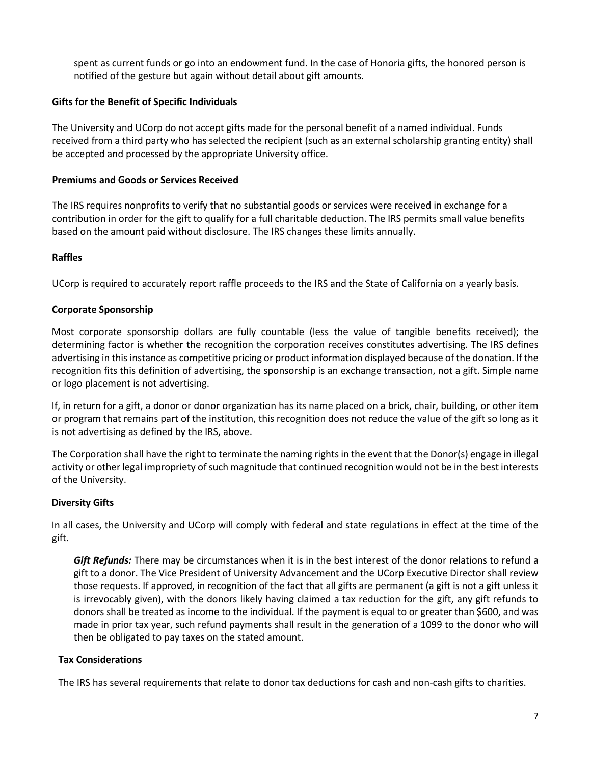spent as current funds or go into an endowment fund. In the case of Honoria gifts, the honored person is notified of the gesture but again without detail about gift amounts.

**Gifts for the Benefit of Specific Individuals**

The University and UCorp do not accept gifts made for the personal benefit of a named individual. Funds received from a third party who has selected the recipient (such as an external scholarship granting entity) shall be accepted and processed by the appropriate University office.

**Premiums and Goods or Services Received**

The IRS requires nonprofits to verify that no substantial goods or services were received in exchange for a contribution in order for the gift to qualify for a full charitable deduction. The IRS permits small value benefits based on the amount paid without disclosure. The IRS changes these limits annually.

**Raffles**

UCorp is required to accurately report raffle proceeds to the IRS and the State of California on a yearly basis.

**Corporate Sponsorship**

Most corporate sponsorship dollars are fully countable (less the value of tangible benefits received); the determining factor is whether the recognition the corporation receives constitutes advertising. The IRS defines advertising in this instance as competitive pricing or product information displayed because of the donation. If the recognition fits this definition of advertising, the sponsorship is an exchange transaction, not a gift. Simple name or logo placement is not advertising.

If, in return for a gift, a donor or donor organization has its name placed on a brick, chair, building, or other item or program that remains part of the institution, this recognition does not reduce the value of the gift so long as it is not advertising as defined by the IRS, above.

The Corporation shall have the right to terminate the naming rights in the event that the Donor(s) engage in illegal activity or other legal impropriety of such magnitude that continued recognition would not be in the best interests of the University.

**Diversity Gifts**

In all cases, the University and UCorp will comply with federal and state regulations in effect at the time of the gift.

***Gift Refunds:*** There may be circumstances when it is in the best interest of the donor relations to refund a gift to a donor. The Vice President of University Advancement and the UCorp Executive Director shall review those requests. If approved, in recognition of the fact that all gifts are permanent (a gift is not a gift unless it is irrevocably given), with the donors likely having claimed a tax reduction for the gift, any gift refunds to donors shall be treated as income to the individual. If the payment is equal to or greater than $600, and was made in prior tax year, such refund payments shall result in the generation of a 1099 to the donor who will then be obligated to pay taxes on the stated amount.

**Tax Considerations**

The IRS has several requirements that relate to donor tax deductions for cash and non-cash gifts to charities.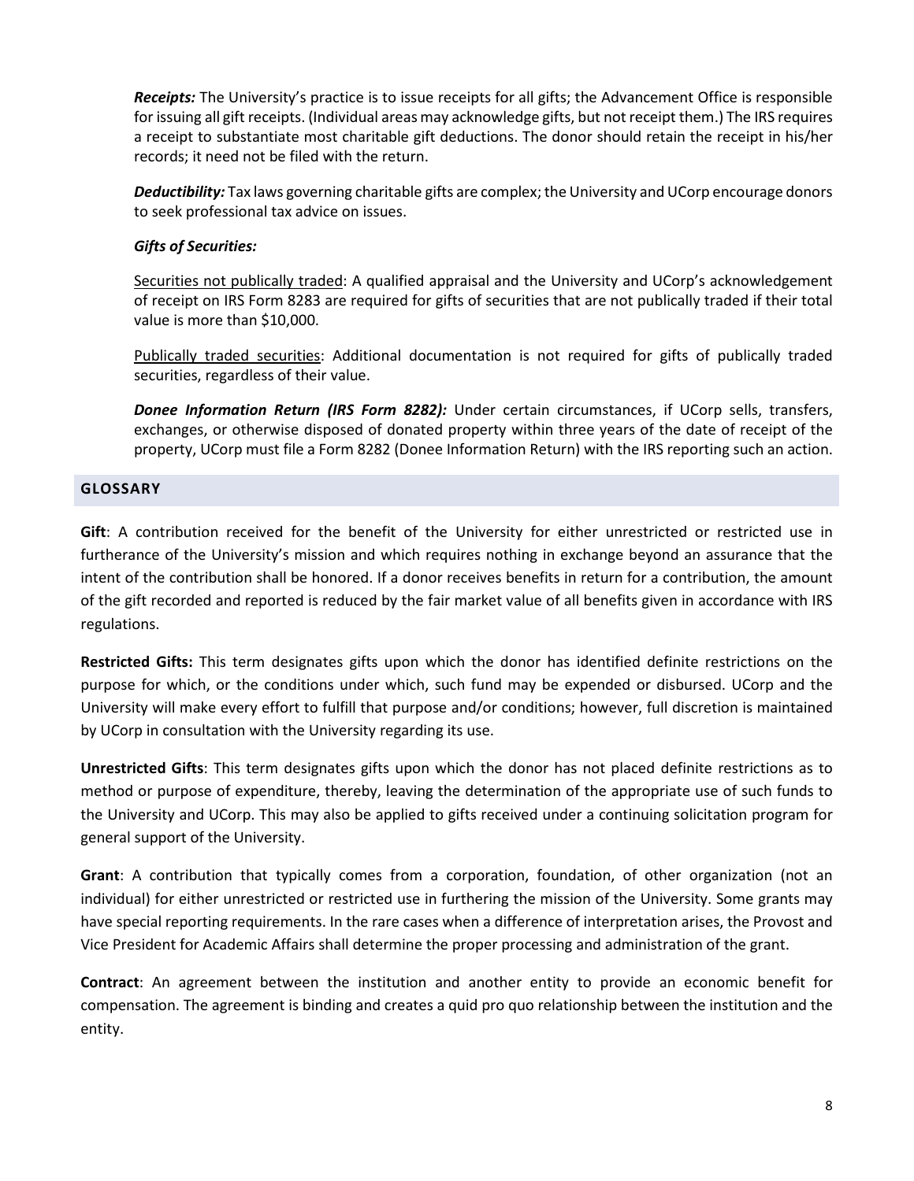***Receipts:*** The University's practice is to issue receipts for all gifts; the Advancement Office is responsible for issuing all gift receipts. (Individual areas may acknowledge gifts, but not receipt them.) The IRS requires a receipt to substantiate most charitable gift deductions. The donor should retain the receipt in his/her records; it need not be filed with the return.

***Deductibility:*** Tax laws governing charitable gifts are complex; the University and UCorp encourage donors to seek professional tax advice on issues.

***Gifts of Securities:***

<u>Securities not publically traded</u>: A qualified appraisal and the University and UCorp's acknowledgement of receipt on IRS Form 8283 are required for gifts of securities that are not publically traded if their total value is more than $10,000.

<u>Publically traded securities</u>: Additional documentation is not required for gifts of publically traded securities, regardless of their value.

***Donee Information Return (IRS Form 8282):*** Under certain circumstances, if UCorp sells, transfers, exchanges, or otherwise disposed of donated property within three years of the date of receipt of the property, UCorp must file a Form 8282 (Donee Information Return) with the IRS reporting such an action.

## GLOSSARY

**Gift**: A contribution received for the benefit of the University for either unrestricted or restricted use in furtherance of the University's mission and which requires nothing in exchange beyond an assurance that the intent of the contribution shall be honored. If a donor receives benefits in return for a contribution, the amount of the gift recorded and reported is reduced by the fair market value of all benefits given in accordance with IRS regulations.

**Restricted Gifts:** This term designates gifts upon which the donor has identified definite restrictions on the purpose for which, or the conditions under which, such fund may be expended or disbursed. UCorp and the University will make every effort to fulfill that purpose and/or conditions; however, full discretion is maintained by UCorp in consultation with the University regarding its use.

**Unrestricted Gifts**: This term designates gifts upon which the donor has not placed definite restrictions as to method or purpose of expenditure, thereby, leaving the determination of the appropriate use of such funds to the University and UCorp. This may also be applied to gifts received under a continuing solicitation program for general support of the University.

**Grant**: A contribution that typically comes from a corporation, foundation, of other organization (not an individual) for either unrestricted or restricted use in furthering the mission of the University. Some grants may have special reporting requirements. In the rare cases when a difference of interpretation arises, the Provost and Vice President for Academic Affairs shall determine the proper processing and administration of the grant.

**Contract**: An agreement between the institution and another entity to provide an economic benefit for compensation. The agreement is binding and creates a quid pro quo relationship between the institution and the entity.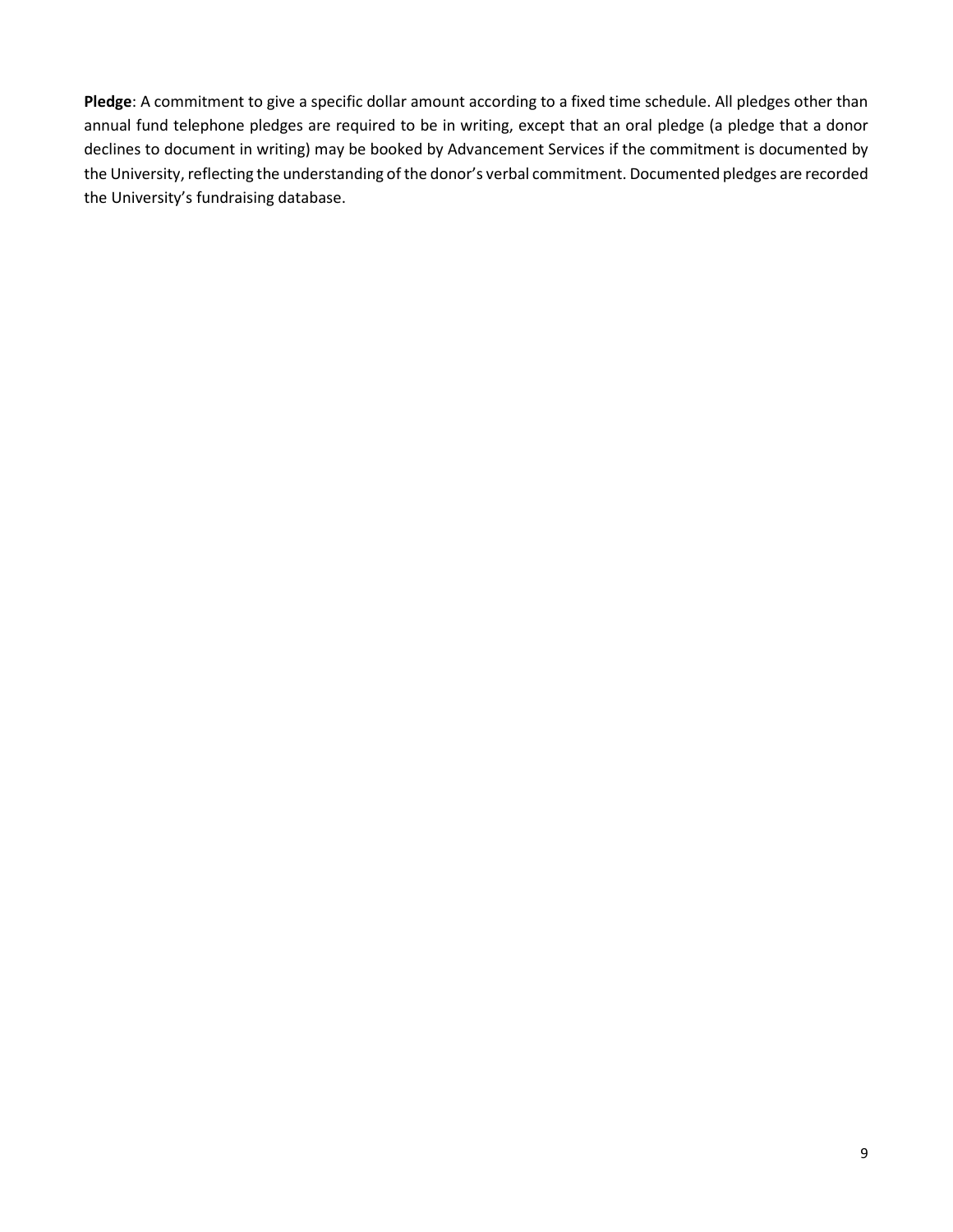**Pledge**: A commitment to give a specific dollar amount according to a fixed time schedule. All pledges other than annual fund telephone pledges are required to be in writing, except that an oral pledge (a pledge that a donor declines to document in writing) may be booked by Advancement Services if the commitment is documented by the University, reflecting the understanding of the donor's verbal commitment. Documented pledges are recorded the University's fundraising database.